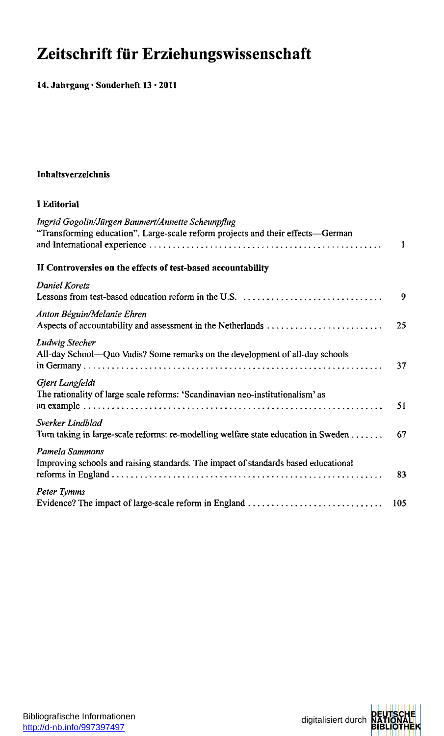# Zeitschrift für Erziehungswissenschaft

**14. Jahrgang · Sonderheft 13 · 2011**

## Inhaltsverzeichnis

### I Editorial

*Ingrid Gogolin/Jürgen Baumert/Annette Scheunpflug*
"Transforming education". Large-scale reform projects and their effects—German and International experience ........ 1

### II Controversies on the effects of test-based accountability

*Daniel Koretz*
Lessons from test-based education reform in the U.S. ........ 9

*Anton Béguin/Melanie Ehren*
Aspects of accountability and assessment in the Netherlands ........ 25

*Ludwig Stecher*
All-day School—Quo Vadis? Some remarks on the development of all-day schools in Germany ........ 37

*Gjert Langfeldt*
The rationality of large scale reforms: 'Scandinavian neo-institutionalism' as an example ........ 51

*Sverker Lindblad*
Turn taking in large-scale reforms: re-modelling welfare state education in Sweden ........ 67

*Pamela Sammons*
Improving schools and raising standards. The impact of standards based educational reforms in England ........ 83

*Peter Tymms*
Evidence? The impact of large-scale reform in England ........ 105

Bibliografische Informationen
http://d-nb.info/997397497

digitalisiert durch DEUTSCHE NATIONAL BIBLIOTHEK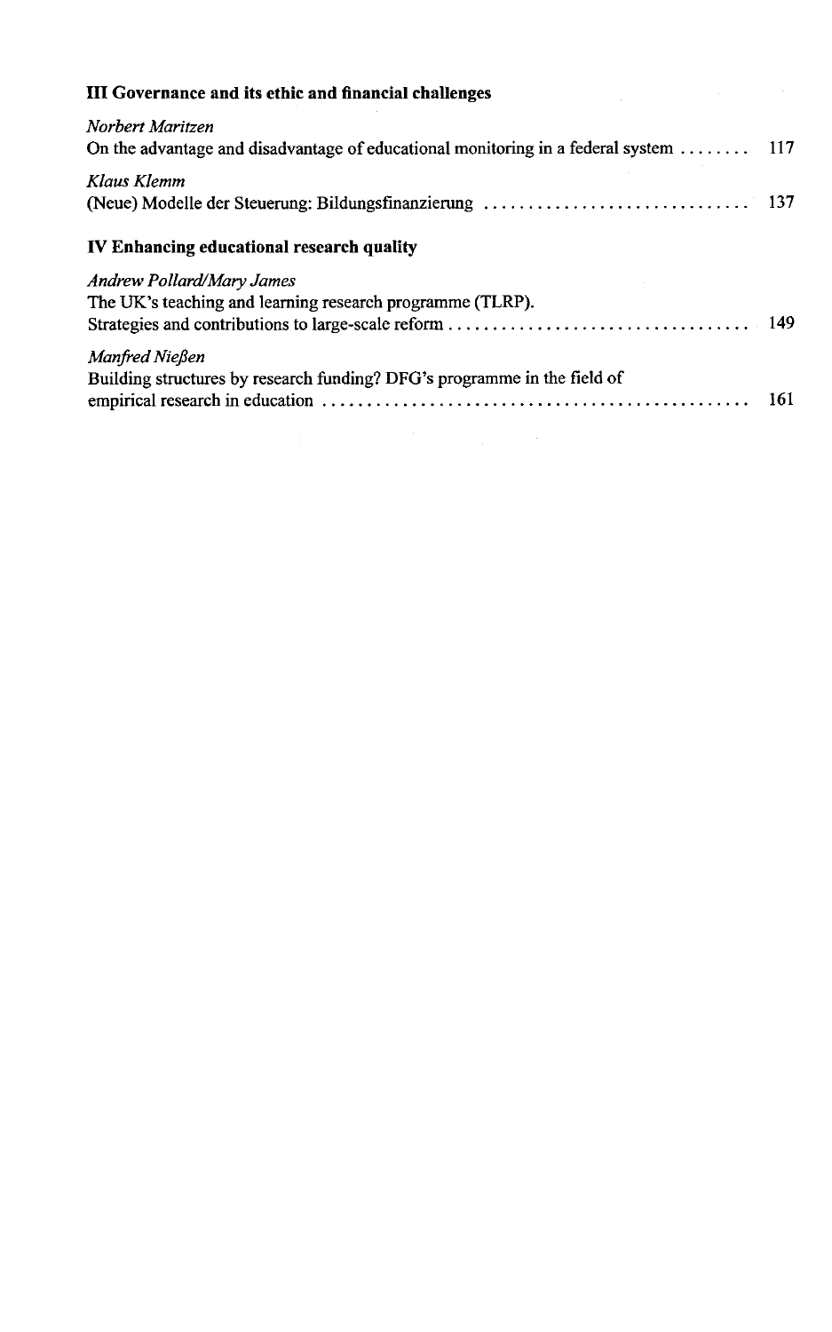## III Governance and its ethic and financial challenges

*Norbert Maritzen*
On the advantage and disadvantage of educational monitoring in a federal system ........ 117

*Klaus Klemm*
(Neue) Modelle der Steuerung: Bildungsfinanzierung .............................. 137

## IV Enhancing educational research quality

*Andrew Pollard/Mary James*
The UK's teaching and learning research programme (TLRP).
Strategies and contributions to large-scale reform .................................. 149

*Manfred Nießen*
Building structures by research funding? DFG's programme in the field of
empirical research in education ................................................ 161